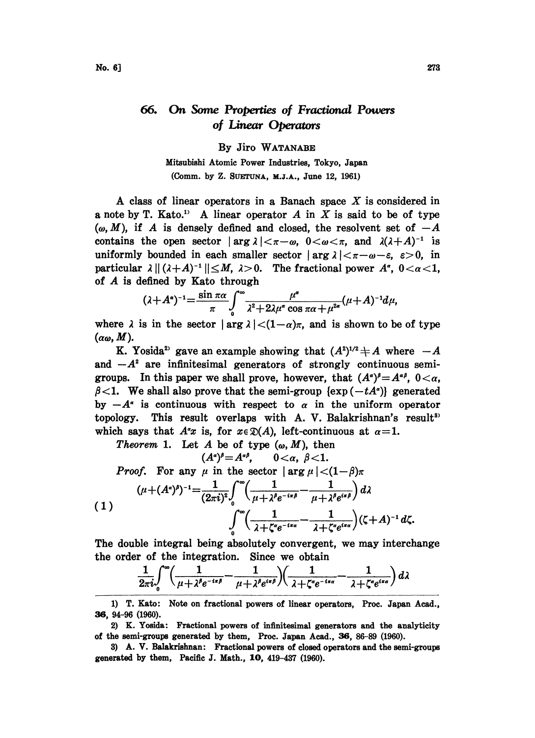# 66. On Some Properties of Fractional Powers of Linear Operators

By Jiro WATANABE

Mitsubishi Atomic Power Industries, Tokyo, Japan

(Comm. by Z. SUETUNA, M.J.A., June 12, 1961)

A class of linear operators in a Banach space $X$ is considered in a note by T. Kato.[1] A linear operator $A$ in $X$ is said to be of type $(\omega, M)$, if $A$ is densely defined and closed, the resolvent set of $-A$ contains the open sector $|\arg \lambda| < \pi - \omega$, $0 < \omega < \pi$, and $\lambda(\lambda + A)^{-1}$ is uniformly bounded in each smaller sector $|\arg \lambda| < \pi - \omega - \varepsilon$, $\varepsilon > 0$, in particular $\lambda \| (\lambda + A)^{-1} \| \leq M$, $\lambda > 0$. The fractional power $A^{\alpha}$, $0 < \alpha < 1$, of $A$ is defined by Kato through

$$(\lambda + A^{\alpha})^{-1} = \frac{\sin \pi\alpha}{\pi} \int_0^{\infty} \frac{\mu^{\alpha}}{\lambda^2 + 2\lambda\mu^{\alpha} \cos \pi\alpha + \mu^{2\alpha}} (\mu + A)^{-1} d\mu,$$

where $\lambda$ is in the sector $|\arg \lambda| < (1-\alpha)\pi$, and is shown to be of type $(\alpha\omega, M)$.

K. Yosida[2] gave an example showing that $(A^2)^{1/2} \neq A$ where $-A$ and $-A^2$ are infinitesimal generators of strongly continuous semi-groups. In this paper we shall prove, however, that $(A^{\alpha})^{\beta} = A^{\alpha\beta}$, $0 < \alpha$, $\beta < 1$. We shall also prove that the semi-group $\{\exp(-tA^{\alpha})\}$ generated by $-A^{\alpha}$ is continuous with respect to $\alpha$ in the uniform operator topology. This result overlaps with A. V. Balakrishnan's result[3] which says that $A^{\alpha}x$ is, for $x \in \mathfrak{D}(A)$, left-continuous at $\alpha = 1$.

*Theorem* 1. Let $A$ be of type $(\omega, M)$, then

$$(A^{\alpha})^{\beta} = A^{\alpha\beta}, \qquad 0 < \alpha, \ \beta < 1.$$

*Proof*. For any $\mu$ in the sector $|\arg \mu| < (1-\beta)\pi$

$$(1) \qquad \begin{aligned} (\mu + (A^{\alpha})^{\beta})^{-1} = \frac{1}{(2\pi i)^2} \int_0^{\infty} \left( \frac{1}{\mu + \lambda^{\beta} e^{-i\pi\beta}} - \frac{1}{\mu + \lambda^{\beta} e^{i\pi\beta}} \right) d\lambda \\ \int_0^{\infty} \left( \frac{1}{\lambda + \zeta^{\alpha} e^{-i\pi\alpha}} - \frac{1}{\lambda + \zeta^{\alpha} e^{i\pi\alpha}} \right) (\zeta + A)^{-1} d\zeta. \end{aligned}$$

The double integral being absolutely convergent, we may interchange the order of the integration. Since we obtain

$$\frac{1}{2\pi i} \int_0^{\infty} \left( \frac{1}{\mu + \lambda^{\beta} e^{-i\pi\beta}} - \frac{1}{\mu + \lambda^{\beta} e^{i\pi\beta}} \right) \left( \frac{1}{\lambda + \zeta^{\alpha} e^{-i\pi\alpha}} - \frac{1}{\lambda + \zeta^{\alpha} e^{i\pi\alpha}} \right) d\lambda$$

---

1) T. Kato: Note on fractional powers of linear operators, Proc. Japan Acad., **36**, 94-96 (1960).

2) K. Yosida: Fractional powers of infinitesimal generators and the analyticity of the semi-groups generated by them, Proc. Japan Acad., **36**, 86-89 (1960).

3) A. V. Balakrishnan: Fractional powers of closed operators and the semi-groups generated by them, Pacific J. Math., **10**, 419-437 (1960).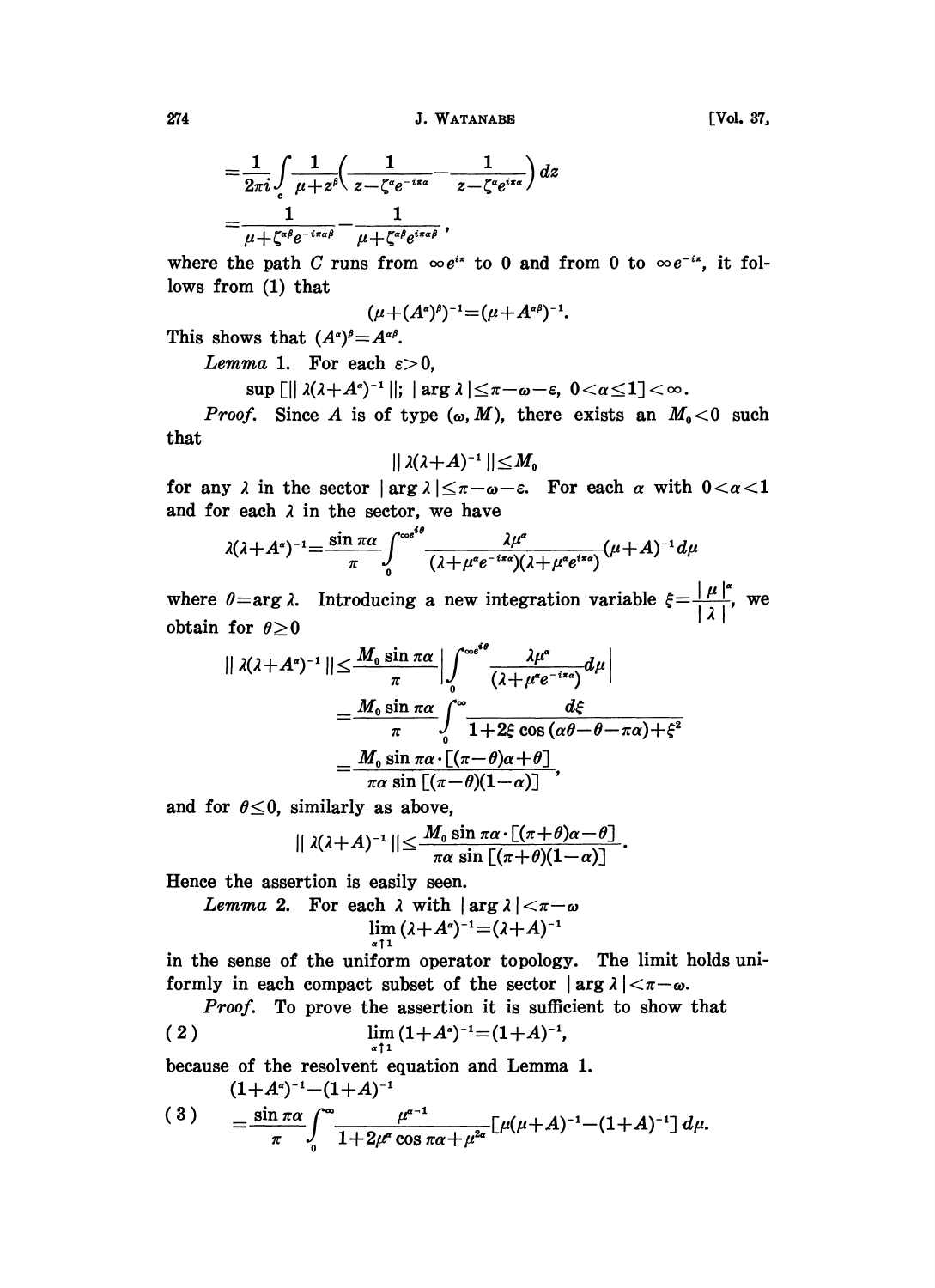$$=\frac{1}{2\pi i}\int_c \frac{1}{\mu+z^\beta}\left(\frac{1}{z-\zeta^\alpha e^{-i\pi\alpha}}-\frac{1}{z-\zeta^\alpha e^{i\pi\alpha}}\right)dz$$

$$=\frac{1}{\mu+\zeta^{\alpha\beta}e^{-i\pi\alpha\beta}}-\frac{1}{\mu+\zeta^{\alpha\beta}e^{i\pi\alpha\beta}},$$

where the path $C$ runs from $\infty e^{i\pi}$ to 0 and from 0 to $\infty e^{-i\pi}$, it follows from (1) that

$$(\mu+(A^\alpha)^\beta)^{-1}=(\mu+A^{\alpha\beta})^{-1}.$$

This shows that $(A^\alpha)^\beta=A^{\alpha\beta}$.

*Lemma* 1. For each $\varepsilon>0$,

$$\sup\left[\|\lambda(\lambda+A^\alpha)^{-1}\|;\ |\arg\lambda|\leq\pi-\omega-\varepsilon,\ 0<\alpha\leq 1\right]<\infty.$$

*Proof.* Since $A$ is of type $(\omega, M)$, there exists an $M_0<0$ such that

$$\|\lambda(\lambda+A)^{-1}\|\leq M_0$$

for any $\lambda$ in the sector $|\arg\lambda|\leq\pi-\omega-\varepsilon$. For each $\alpha$ with $0<\alpha<1$ and for each $\lambda$ in the sector, we have

$$\lambda(\lambda+A^\alpha)^{-1}=\frac{\sin\pi\alpha}{\pi}\int_0^{\infty e^{i\theta}}\frac{\lambda\mu^\alpha}{(\lambda+\mu^\alpha e^{-i\pi\alpha})(\lambda+\mu^\alpha e^{i\pi\alpha})}(\mu+A)^{-1}d\mu$$

where $\theta=\arg\lambda$. Introducing a new integration variable $\xi=\frac{|\mu|^\alpha}{|\lambda|}$, we obtain for $\theta\geq 0$

$$\|\lambda(\lambda+A^\alpha)^{-1}\|\leq\frac{M_0\sin\pi\alpha}{\pi}\left|\int_0^{\infty e^{i\theta}}\frac{\lambda\mu^\alpha}{(\lambda+\mu^\alpha e^{-i\pi\alpha})}d\mu\right|$$

$$=\frac{M_0\sin\pi\alpha}{\pi}\int_0^\infty\frac{d\xi}{1+2\xi\cos(\alpha\theta-\theta-\pi\alpha)+\xi^2}$$

$$=\frac{M_0\sin\pi\alpha\cdot[(\pi-\theta)\alpha+\theta]}{\pi\alpha\sin[(\pi-\theta)(1-\alpha)]},$$

and for $\theta\leq 0$, similarly as above,

$$\|\lambda(\lambda+A)^{-1}\|\leq\frac{M_0\sin\pi\alpha\cdot[(\pi+\theta)\alpha-\theta]}{\pi\alpha\sin[(\pi+\theta)(1-\alpha)]}.$$

Hence the assertion is easily seen.

*Lemma* 2. For each $\lambda$ with $|\arg\lambda|<\pi-\omega$

$$\lim_{\alpha\uparrow 1}(\lambda+A^\alpha)^{-1}=(\lambda+A)^{-1}$$

in the sense of the uniform operator topology. The limit holds uniformly in each compact subset of the sector $|\arg\lambda|<\pi-\omega$.

*Proof.* To prove the assertion it is sufficient to show that

$$\lim_{\alpha\uparrow 1}(1+A^\alpha)^{-1}=(1+A)^{-1},\tag{2}$$

because of the resolvent equation and Lemma 1.

$$(1+A^\alpha)^{-1}-(1+A)^{-1}$$

$$=\frac{\sin\pi\alpha}{\pi}\int_0^\infty\frac{\mu^{\alpha-1}}{1+2\mu^\alpha\cos\pi\alpha+\mu^{2\alpha}}[\mu(\mu+A)^{-1}-(1+A)^{-1}]\,d\mu.\tag{3}$$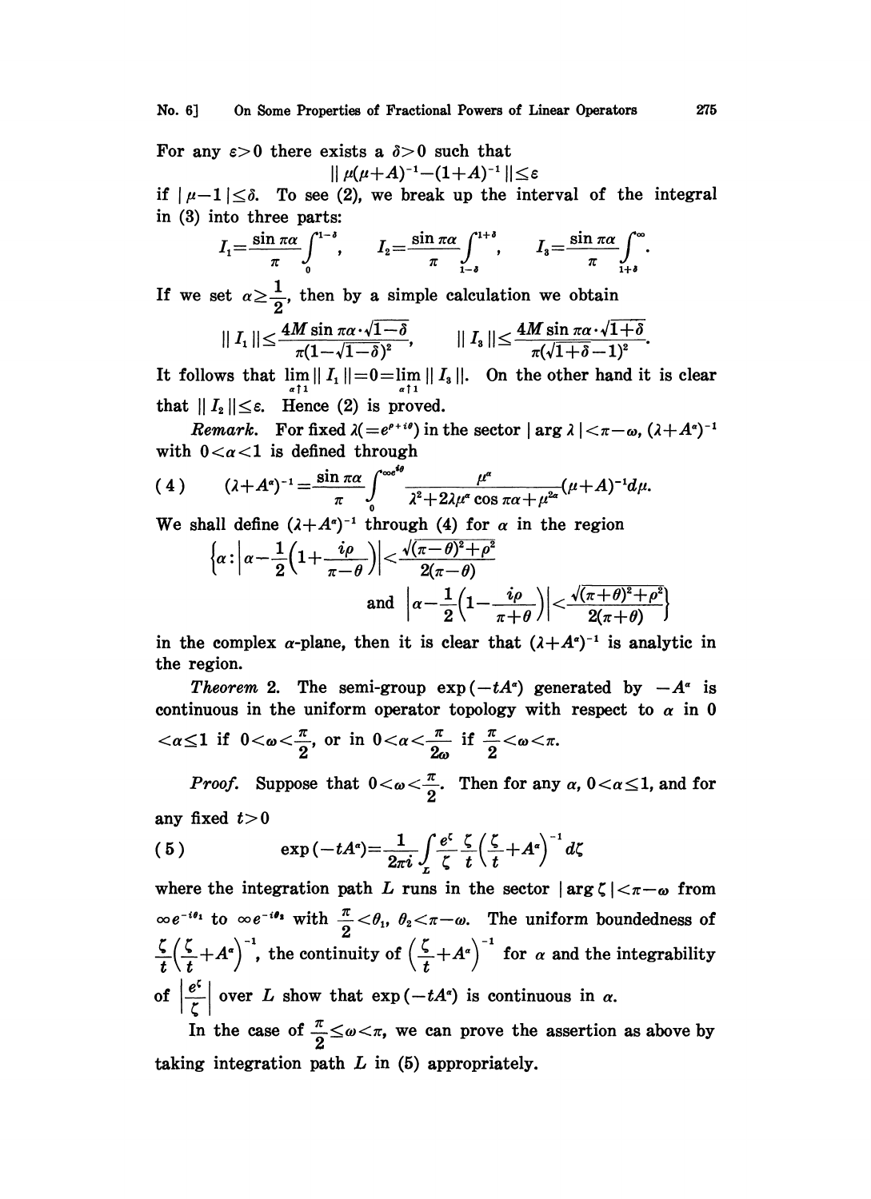For any $\varepsilon>0$ there exists a $\delta>0$ such that

$$\| \mu(\mu+A)^{-1}-(1+A)^{-1} \| \leq \varepsilon$$

if $|\mu-1| \leq \delta$. To see (2), we break up the interval of the integral in (3) into three parts:

$$I_1 = \frac{\sin \pi\alpha}{\pi} \int_0^{1-\delta}, \qquad I_2 = \frac{\sin \pi\alpha}{\pi} \int_{1-\delta}^{1+\delta}, \qquad I_3 = \frac{\sin \pi\alpha}{\pi} \int_{1+\delta}^{\infty}.$$

If we set $\alpha \geq \frac{1}{2}$, then by a simple calculation we obtain

$$\| I_1 \| \leq \frac{4M \sin \pi\alpha \cdot \sqrt{1-\delta}}{\pi(1-\sqrt{1-\delta})^2}, \qquad \| I_3 \| \leq \frac{4M \sin \pi\alpha \cdot \sqrt{1+\delta}}{\pi(\sqrt{1+\delta}-1)^2}.$$

It follows that $\lim_{\alpha \uparrow 1} \| I_1 \| = 0 = \lim_{\alpha \uparrow 1} \| I_3 \|$. On the other hand it is clear that $\| I_2 \| \leq \varepsilon$. Hence (2) is proved.

*Remark.* For fixed $\lambda (=e^{\rho+i\theta})$ in the sector $|\arg \lambda| < \pi-\omega$, $(\lambda+A^\alpha)^{-1}$ with $0<\alpha<1$ is defined through

$$(4) \qquad (\lambda+A^\alpha)^{-1} = \frac{\sin \pi\alpha}{\pi} \int_0^{\infty e^{i\theta}} \frac{\mu^\alpha}{\lambda^2+2\lambda\mu^\alpha \cos \pi\alpha+\mu^{2\alpha}} (\mu+A)^{-1} d\mu.$$

We shall define $(\lambda+A^\alpha)^{-1}$ through (4) for $\alpha$ in the region

$$\left\{ \alpha : \left| \alpha - \frac{1}{2}\left(1+\frac{i\rho}{\pi-\theta}\right) \right| < \frac{\sqrt{(\pi-\theta)^2+\rho^2}}{2(\pi-\theta)} \right.$$
$$\left. \text{and } \left| \alpha - \frac{1}{2}\left(1-\frac{i\rho}{\pi+\theta}\right) \right| < \frac{\sqrt{(\pi+\theta)^2+\rho^2}}{2(\pi+\theta)} \right\}$$

in the complex $\alpha$-plane, then it is clear that $(\lambda+A^\alpha)^{-1}$ is analytic in the region.

*Theorem* 2. The semi-group $\exp(-tA^\alpha)$ generated by $-A^\alpha$ is continuous in the uniform operator topology with respect to $\alpha$ in $0<\alpha\leq 1$ if $0<\omega<\frac{\pi}{2}$, or in $0<\alpha<\frac{\pi}{2\omega}$ if $\frac{\pi}{2}<\omega<\pi$.

*Proof.* Suppose that $0<\omega<\frac{\pi}{2}$. Then for any $\alpha$, $0<\alpha\leq 1$, and for any fixed $t>0$

$$(5) \qquad \exp(-tA^\alpha) = \frac{1}{2\pi i} \int_L \frac{e^\zeta}{\zeta} \frac{\zeta}{t} \left( \frac{\zeta}{t} + A^\alpha \right)^{-1} d\zeta$$

where the integration path $L$ runs in the sector $|\arg \zeta| < \pi-\omega$ from $\infty e^{-i\theta_1}$ to $\infty e^{-i\theta_2}$ with $\frac{\pi}{2}<\theta_1$, $\theta_2<\pi-\omega$. The uniform boundedness of $\frac{\zeta}{t}\left(\frac{\zeta}{t}+A^\alpha\right)^{-1}$, the continuity of $\left(\frac{\zeta}{t}+A^\alpha\right)^{-1}$ for $\alpha$ and the integrability of $\left|\frac{e^\zeta}{\zeta}\right|$ over $L$ show that $\exp(-tA^\alpha)$ is continuous in $\alpha$.

In the case of $\frac{\pi}{2}\leq\omega<\pi$, we can prove the assertion as above by taking integration path $L$ in (5) appropriately.